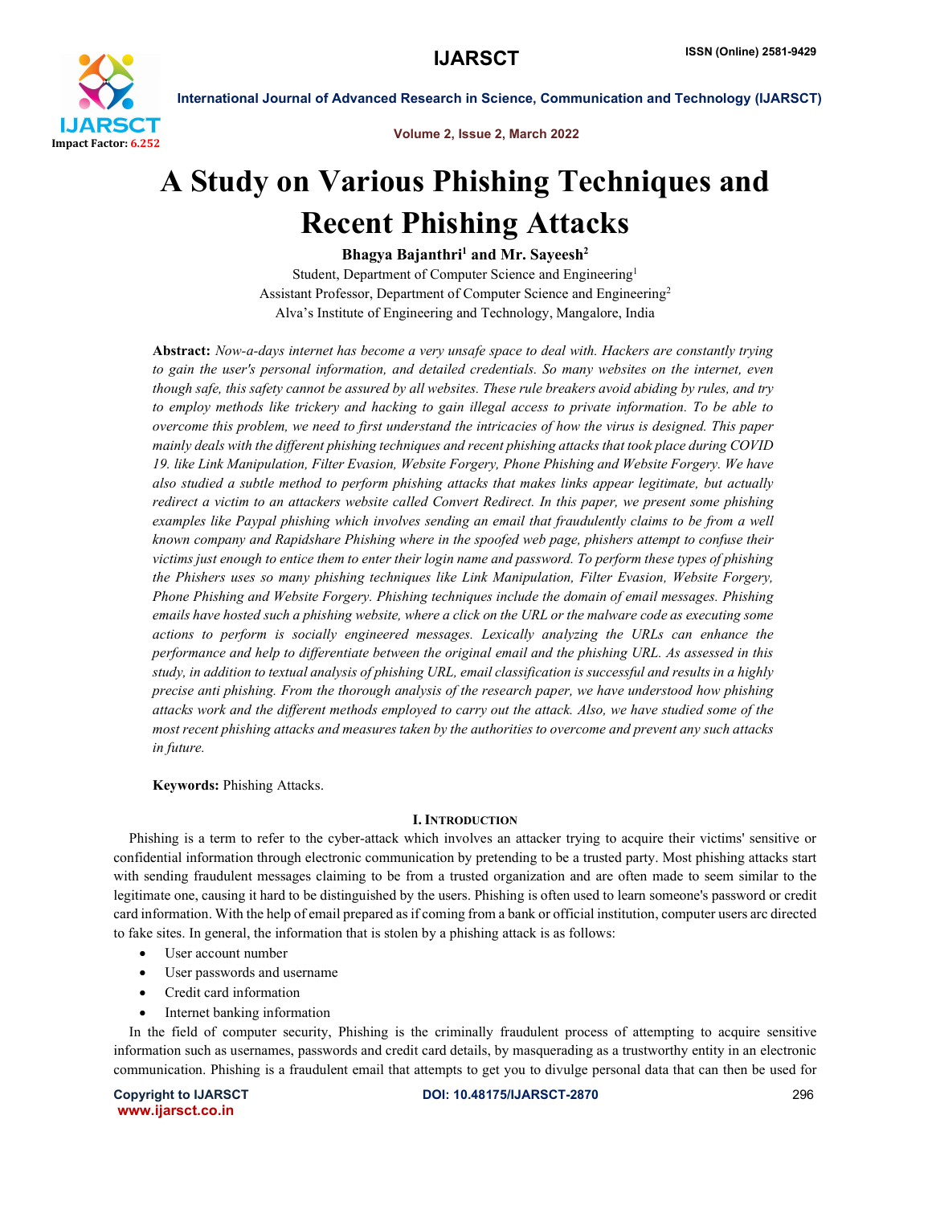# A Study on Various Phishing Techniques and Recent Phishing Attacks

**Bhagya Bajanthri[1] and Mr. Sayeesh[2]**

Student, Department of Computer Science and Engineering[1]

Assistant Professor, Department of Computer Science and Engineering[2]

Alva's Institute of Engineering and Technology, Mangalore, India

**Abstract:** *Now-a-days internet has become a very unsafe space to deal with. Hackers are constantly trying to gain the user's personal information, and detailed credentials. So many websites on the internet, even though safe, this safety cannot be assured by all websites. These rule breakers avoid abiding by rules, and try to employ methods like trickery and hacking to gain illegal access to private information. To be able to overcome this problem, we need to first understand the intricacies of how the virus is designed. This paper mainly deals with the different phishing techniques and recent phishing attacks that took place during COVID 19. like Link Manipulation, Filter Evasion, Website Forgery, Phone Phishing and Website Forgery. We have also studied a subtle method to perform phishing attacks that makes links appear legitimate, but actually redirect a victim to an attackers website called Convert Redirect. In this paper, we present some phishing examples like Paypal phishing which involves sending an email that fraudulently claims to be from a well known company and Rapidshare Phishing where in the spoofed web page, phishers attempt to confuse their victims just enough to entice them to enter their login name and password. To perform these types of phishing the Phishers uses so many phishing techniques like Link Manipulation, Filter Evasion, Website Forgery, Phone Phishing and Website Forgery. Phishing techniques include the domain of email messages. Phishing emails have hosted such a phishing website, where a click on the URL or the malware code as executing some actions to perform is socially engineered messages. Lexically analyzing the URLs can enhance the performance and help to differentiate between the original email and the phishing URL. As assessed in this study, in addition to textual analysis of phishing URL, email classification is successful and results in a highly precise anti phishing. From the thorough analysis of the research paper, we have understood how phishing attacks work and the different methods employed to carry out the attack. Also, we have studied some of the most recent phishing attacks and measures taken by the authorities to overcome and prevent any such attacks in future.*

**Keywords:** Phishing Attacks.

## I. Introduction

Phishing is a term to refer to the cyber-attack which involves an attacker trying to acquire their victims' sensitive or confidential information through electronic communication by pretending to be a trusted party. Most phishing attacks start with sending fraudulent messages claiming to be from a trusted organization and are often made to seem similar to the legitimate one, causing it hard to be distinguished by the users. Phishing is often used to learn someone's password or credit card information. With the help of email prepared as if coming from a bank or official institution, computer users arc directed to fake sites. In general, the information that is stolen by a phishing attack is as follows:

- User account number
- User passwords and username
- Credit card information
- Internet banking information

In the field of computer security, Phishing is the criminally fraudulent process of attempting to acquire sensitive information such as usernames, passwords and credit card details, by masquerading as a trustworthy entity in an electronic communication. Phishing is a fraudulent email that attempts to get you to divulge personal data that can then be used for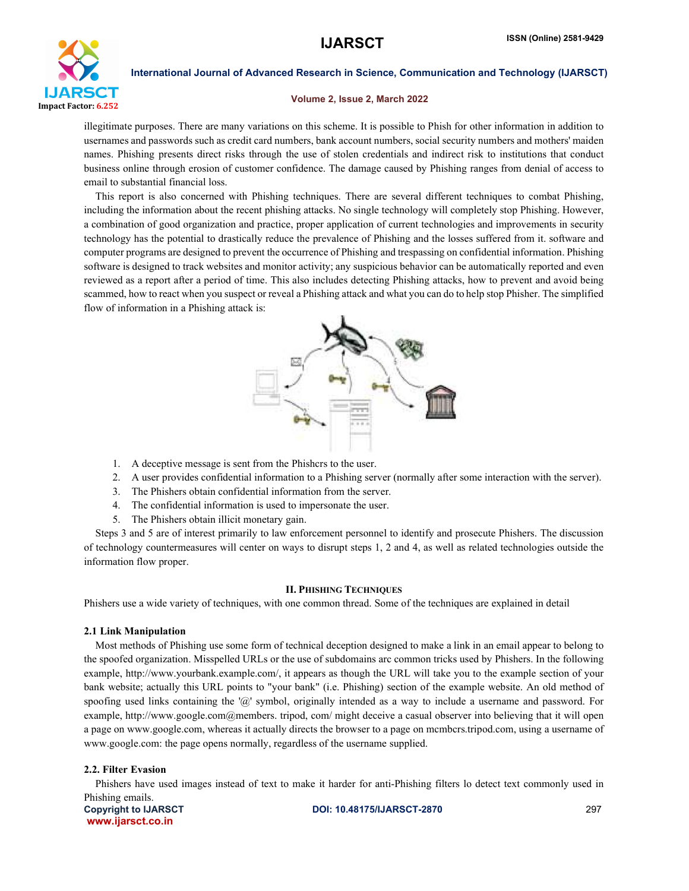illegitimate purposes. There are many variations on this scheme. It is possible to Phish for other information in addition to usernames and passwords such as credit card numbers, bank account numbers, social security numbers and mothers' maiden names. Phishing presents direct risks through the use of stolen credentials and indirect risk to institutions that conduct business online through erosion of customer confidence. The damage caused by Phishing ranges from denial of access to email to substantial financial loss.

This report is also concerned with Phishing techniques. There are several different techniques to combat Phishing, including the information about the recent phishing attacks. No single technology will completely stop Phishing. However, a combination of good organization and practice, proper application of current technologies and improvements in security technology has the potential to drastically reduce the prevalence of Phishing and the losses suffered from it. software and computer programs are designed to prevent the occurrence of Phishing and trespassing on confidential information. Phishing software is designed to track websites and monitor activity; any suspicious behavior can be automatically reported and even reviewed as a report after a period of time. This also includes detecting Phishing attacks, how to prevent and avoid being scammed, how to react when you suspect or reveal a Phishing attack and what you can do to help stop Phisher. The simplified flow of information in a Phishing attack is:

1. A deceptive message is sent from the Phishcrs to the user.
2. A user provides confidential information to a Phishing server (normally after some interaction with the server).
3. The Phishers obtain confidential information from the server.
4. The confidential information is used to impersonate the user.
5. The Phishers obtain illicit monetary gain.

Steps 3 and 5 are of interest primarily to law enforcement personnel to identify and prosecute Phishers. The discussion of technology countermeasures will center on ways to disrupt steps 1, 2 and 4, as well as related technologies outside the information flow proper.

## II. Phishing Techniques

Phishers use a wide variety of techniques, with one common thread. Some of the techniques are explained in detail

### 2.1 Link Manipulation

Most methods of Phishing use some form of technical deception designed to make a link in an email appear to belong to the spoofed organization. Misspelled URLs or the use of subdomains arc common tricks used by Phishers. In the following example, http://www.yourbank.example.com/, it appears as though the URL will take you to the example section of your bank website; actually this URL points to "your bank" (i.e. Phishing) section of the example website. An old method of spoofing used links containing the '@' symbol, originally intended as a way to include a username and password. For example, http://www.google.com@members. tripod, com/ might deceive a casual observer into believing that it will open a page on www.google.com, whereas it actually directs the browser to a page on mcmbcrs.tripod.com, using a username of www.google.com: the page opens normally, regardless of the username supplied.

### 2.2. Filter Evasion

Phishers have used images instead of text to make it harder for anti-Phishing filters lo detect text commonly used in Phishing emails.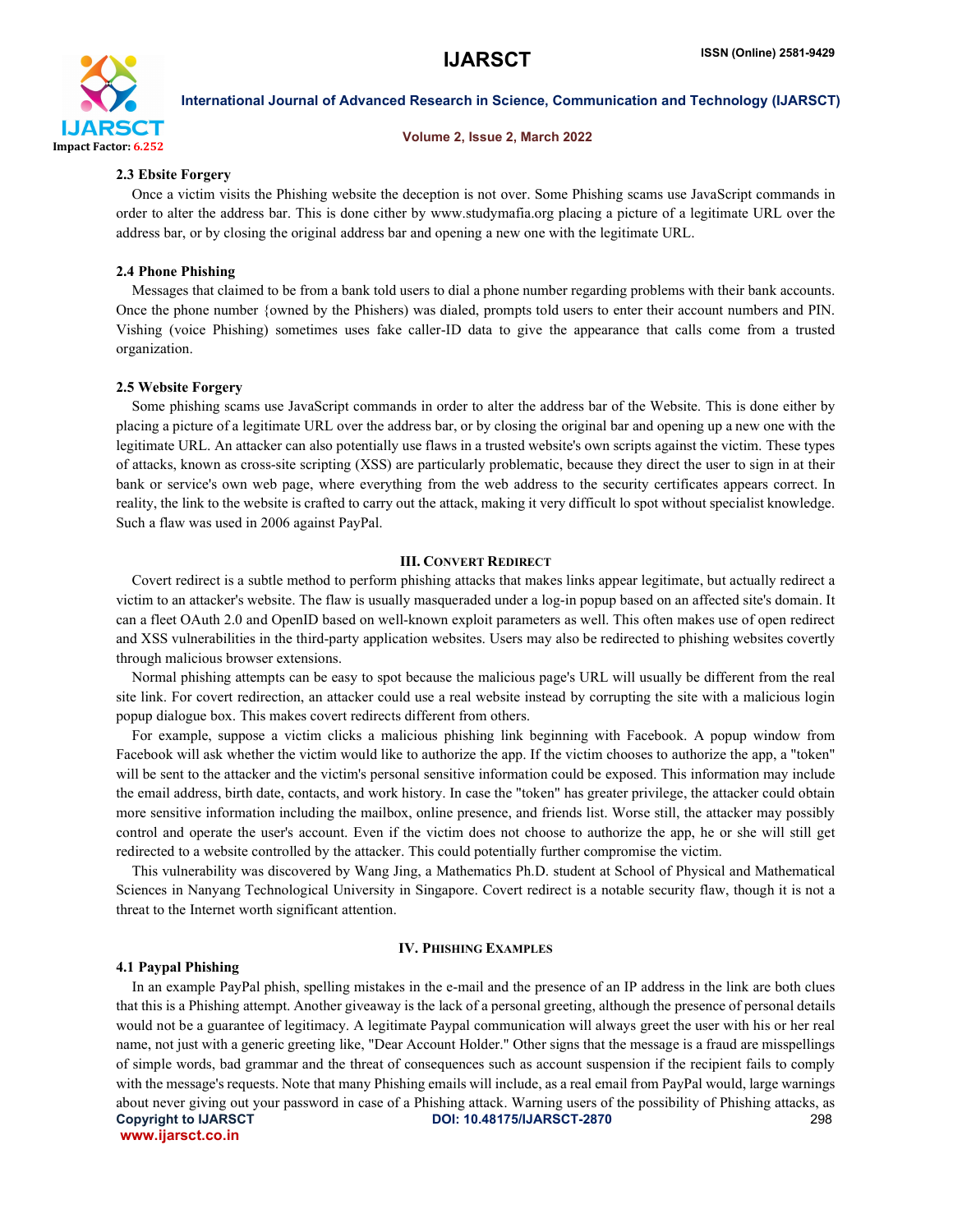### 2.3 Ebsite Forgery

Once a victim visits the Phishing website the deception is not over. Some Phishing scams use JavaScript commands in order to alter the address bar. This is done cither by www.studymafia.org placing a picture of a legitimate URL over the address bar, or by closing the original address bar and opening a new one with the legitimate URL.

### 2.4 Phone Phishing

Messages that claimed to be from a bank told users to dial a phone number regarding problems with their bank accounts. Once the phone number {owned by the Phishers) was dialed, prompts told users to enter their account numbers and PIN. Vishing (voice Phishing) sometimes uses fake caller-ID data to give the appearance that calls come from a trusted organization.

### 2.5 Website Forgery

Some phishing scams use JavaScript commands in order to alter the address bar of the Website. This is done either by placing a picture of a legitimate URL over the address bar, or by closing the original bar and opening up a new one with the legitimate URL. An attacker can also potentially use flaws in a trusted website's own scripts against the victim. These types of attacks, known as cross-site scripting (XSS) are particularly problematic, because they direct the user to sign in at their bank or service's own web page, where everything from the web address to the security certificates appears correct. In reality, the link to the website is crafted to carry out the attack, making it very difficult lo spot without specialist knowledge. Such a flaw was used in 2006 against PayPal.

## III. Convert Redirect

Covert redirect is a subtle method to perform phishing attacks that makes links appear legitimate, but actually redirect a victim to an attacker's website. The flaw is usually masqueraded under a log-in popup based on an affected site's domain. It can a fleet OAuth 2.0 and OpenID based on well-known exploit parameters as well. This often makes use of open redirect and XSS vulnerabilities in the third-party application websites. Users may also be redirected to phishing websites covertly through malicious browser extensions.

Normal phishing attempts can be easy to spot because the malicious page's URL will usually be different from the real site link. For covert redirection, an attacker could use a real website instead by corrupting the site with a malicious login popup dialogue box. This makes covert redirects different from others.

For example, suppose a victim clicks a malicious phishing link beginning with Facebook. A popup window from Facebook will ask whether the victim would like to authorize the app. If the victim chooses to authorize the app, a "token" will be sent to the attacker and the victim's personal sensitive information could be exposed. This information may include the email address, birth date, contacts, and work history. In case the "token" has greater privilege, the attacker could obtain more sensitive information including the mailbox, online presence, and friends list. Worse still, the attacker may possibly control and operate the user's account. Even if the victim does not choose to authorize the app, he or she will still get redirected to a website controlled by the attacker. This could potentially further compromise the victim.

This vulnerability was discovered by Wang Jing, a Mathematics Ph.D. student at School of Physical and Mathematical Sciences in Nanyang Technological University in Singapore. Covert redirect is a notable security flaw, though it is not a threat to the Internet worth significant attention.

## IV. Phishing Examples

### 4.1 Paypal Phishing

In an example PayPal phish, spelling mistakes in the e-mail and the presence of an IP address in the link are both clues that this is a Phishing attempt. Another giveaway is the lack of a personal greeting, although the presence of personal details would not be a guarantee of legitimacy. A legitimate Paypal communication will always greet the user with his or her real name, not just with a generic greeting like, "Dear Account Holder." Other signs that the message is a fraud are misspellings of simple words, bad grammar and the threat of consequences such as account suspension if the recipient fails to comply with the message's requests. Note that many Phishing emails will include, as a real email from PayPal would, large warnings about never giving out your password in case of a Phishing attack. Warning users of the possibility of Phishing attacks, as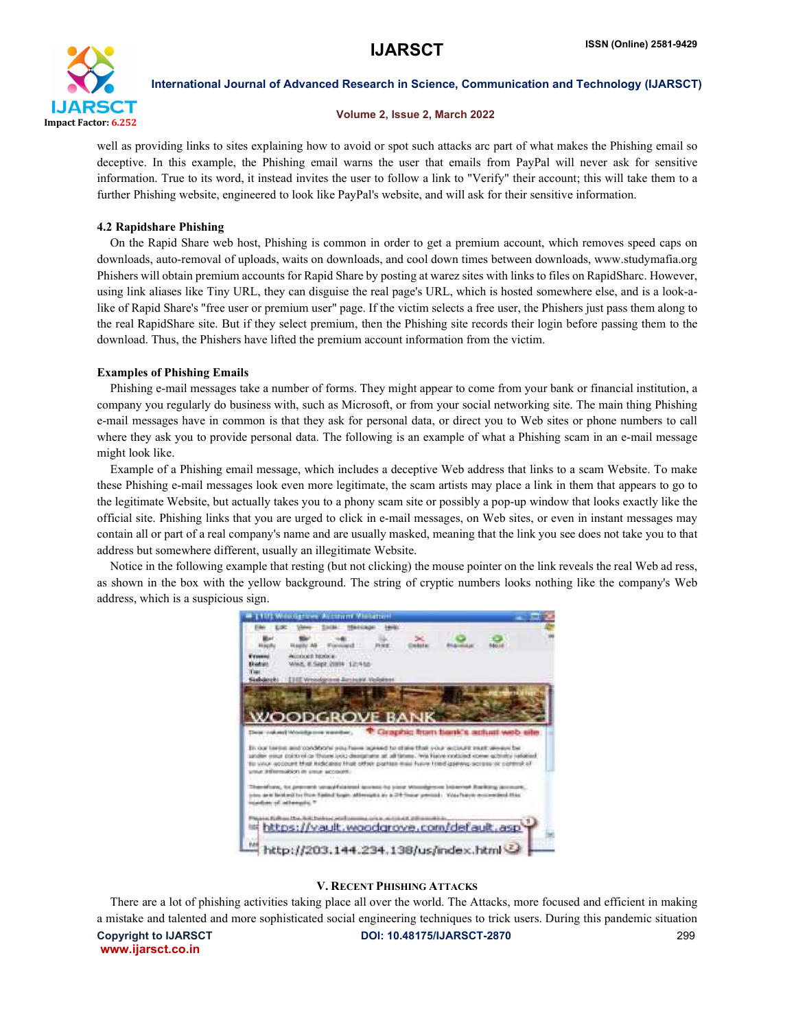well as providing links to sites explaining how to avoid or spot such attacks arc part of what makes the Phishing email so deceptive. In this example, the Phishing email warns the user that emails from PayPal will never ask for sensitive information. True to its word, it instead invites the user to follow a link to "Verify" their account; this will take them to a further Phishing website, engineered to look like PayPal's website, and will ask for their sensitive information.

### 4.2 Rapidshare Phishing

On the Rapid Share web host, Phishing is common in order to get a premium account, which removes speed caps on downloads, auto-removal of uploads, waits on downloads, and cool down times between downloads, www.studymafia.org Phishers will obtain premium accounts for Rapid Share by posting at warez sites with links to files on RapidSharc. However, using link aliases like Tiny URL, they can disguise the real page's URL, which is hosted somewhere else, and is a look-a-like of Rapid Share's "free user or premium user" page. If the victim selects a free user, the Phishers just pass them along to the real RapidShare site. But if they select premium, then the Phishing site records their login before passing them to the download. Thus, the Phishers have lifted the premium account information from the victim.

### Examples of Phishing Emails

Phishing e-mail messages take a number of forms. They might appear to come from your bank or financial institution, a company you regularly do business with, such as Microsoft, or from your social networking site. The main thing Phishing e-mail messages have in common is that they ask for personal data, or direct you to Web sites or phone numbers to call where they ask you to provide personal data. The following is an example of what a Phishing scam in an e-mail message might look like.

Example of a Phishing email message, which includes a deceptive Web address that links to a scam Website. To make these Phishing e-mail messages look even more legitimate, the scam artists may place a link in them that appears to go to the legitimate Website, but actually takes you to a phony scam site or possibly a pop-up window that looks exactly like the official site. Phishing links that you are urged to click in e-mail messages, on Web sites, or even in instant messages may contain all or part of a real company's name and are usually masked, meaning that the link you see does not take you to that address but somewhere different, usually an illegitimate Website.

Notice in the following example that resting (but not clicking) the mouse pointer on the link reveals the real Web ad ress, as shown in the box with the yellow background. The string of cryptic numbers looks nothing like the company's Web address, which is a suspicious sign.

## V. Recent Phishing Attacks

There are a lot of phishing activities taking place all over the world. The Attacks, more focused and efficient in making a mistake and talented and more sophisticated social engineering techniques to trick users. During this pandemic situation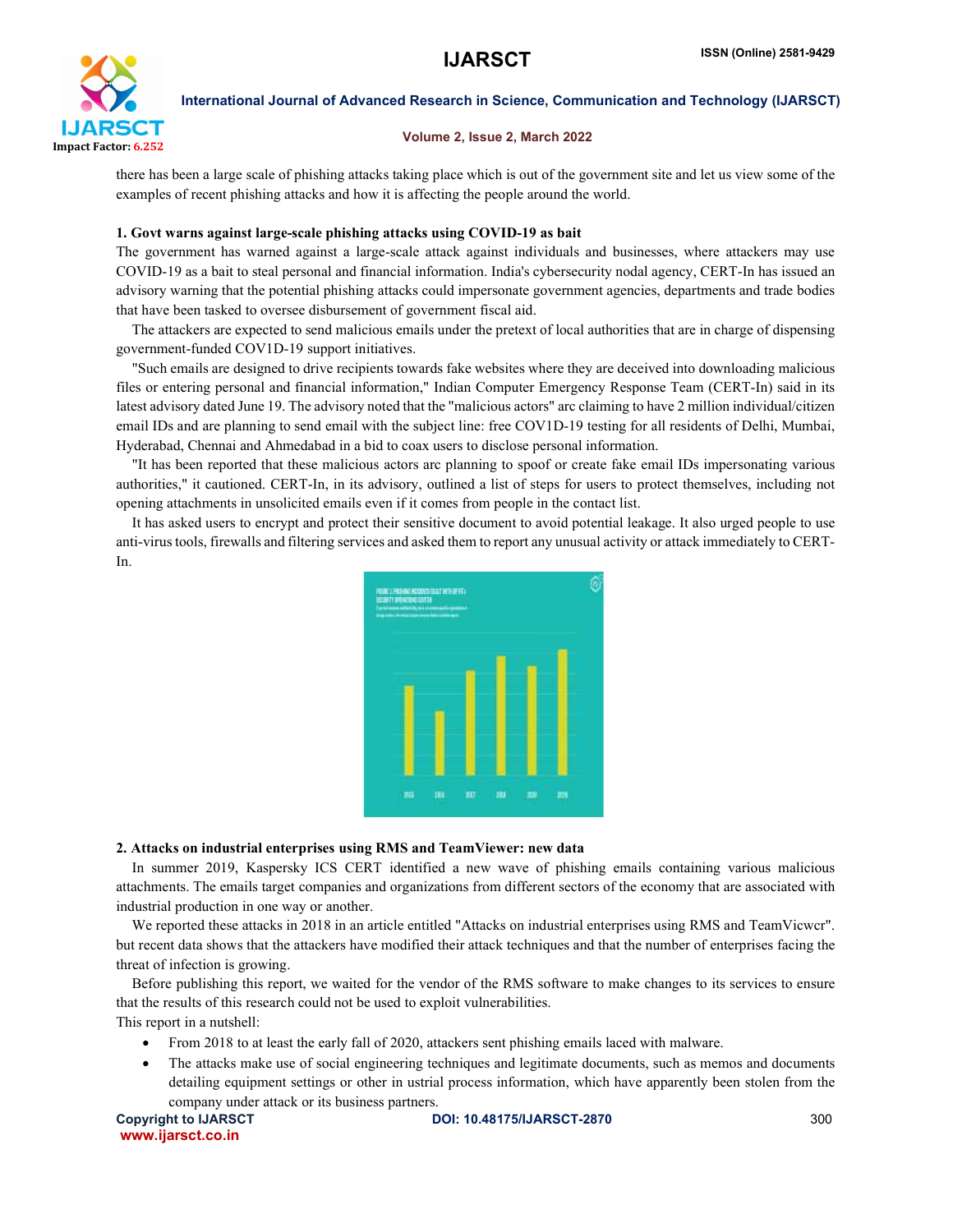there has been a large scale of phishing attacks taking place which is out of the government site and let us view some of the examples of recent phishing attacks and how it is affecting the people around the world.

**1. Govt warns against large-scale phishing attacks using COVID-19 as bait**

The government has warned against a large-scale attack against individuals and businesses, where attackers may use COVID-19 as a bait to steal personal and financial information. India's cybersecurity nodal agency, CERT-In has issued an advisory warning that the potential phishing attacks could impersonate government agencies, departments and trade bodies that have been tasked to oversee disbursement of government fiscal aid.

The attackers are expected to send malicious emails under the pretext of local authorities that are in charge of dispensing government-funded COV1D-19 support initiatives.

"Such emails are designed to drive recipients towards fake websites where they are deceived into downloading malicious files or entering personal and financial information," Indian Computer Emergency Response Team (CERT-In) said in its latest advisory dated June 19. The advisory noted that the "malicious actors" arc claiming to have 2 million individual/citizen email IDs and are planning to send email with the subject line: free COV1D-19 testing for all residents of Delhi, Mumbai, Hyderabad, Chennai and Ahmedabad in a bid to coax users to disclose personal information.

"It has been reported that these malicious actors arc planning to spoof or create fake email IDs impersonating various authorities," it cautioned. CERT-In, in its advisory, outlined a list of steps for users to protect themselves, including not opening attachments in unsolicited emails even if it comes from people in the contact list.

It has asked users to encrypt and protect their sensitive document to avoid potential leakage. It also urged people to use anti-virus tools, firewalls and filtering services and asked them to report any unusual activity or attack immediately to CERT-In.

**2. Attacks on industrial enterprises using RMS and TeamViewer: new data**

In summer 2019, Kaspersky ICS CERT identified a new wave of phishing emails containing various malicious attachments. The emails target companies and organizations from different sectors of the economy that are associated with industrial production in one way or another.

We reported these attacks in 2018 in an article entitled "Attacks on industrial enterprises using RMS and TeamVicwcr". but recent data shows that the attackers have modified their attack techniques and that the number of enterprises facing the threat of infection is growing.

Before publishing this report, we waited for the vendor of the RMS software to make changes to its services to ensure that the results of this research could not be used to exploit vulnerabilities.

This report in a nutshell:

- From 2018 to at least the early fall of 2020, attackers sent phishing emails laced with malware.
- The attacks make use of social engineering techniques and legitimate documents, such as memos and documents detailing equipment settings or other in ustrial process information, which have apparently been stolen from the company under attack or its business partners.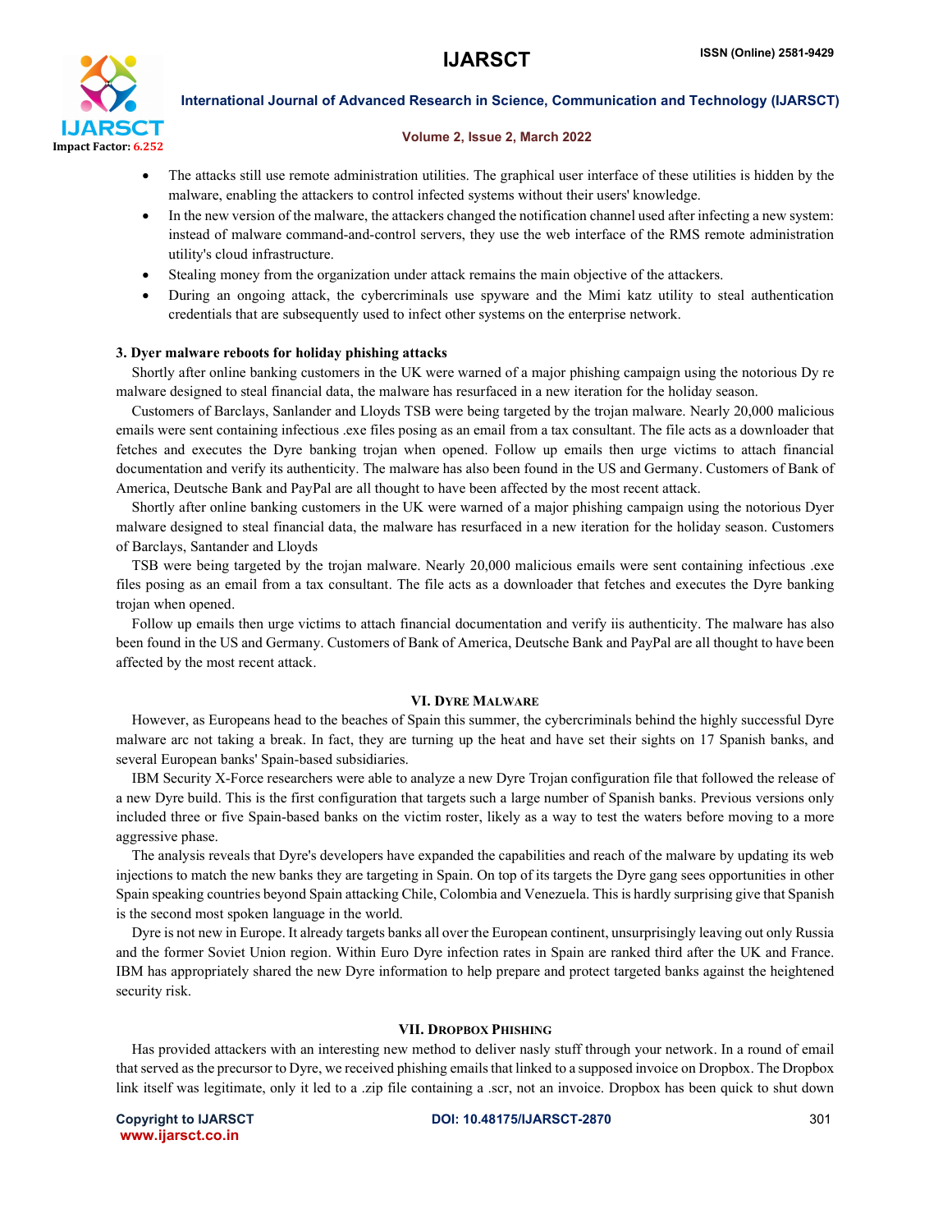- The attacks still use remote administration utilities. The graphical user interface of these utilities is hidden by the malware, enabling the attackers to control infected systems without their users' knowledge.
- In the new version of the malware, the attackers changed the notification channel used after infecting a new system: instead of malware command-and-control servers, they use the web interface of the RMS remote administration utility's cloud infrastructure.
- Stealing money from the organization under attack remains the main objective of the attackers.
- During an ongoing attack, the cybercriminals use spyware and the Mimi katz utility to steal authentication credentials that are subsequently used to infect other systems on the enterprise network.

**3. Dyer malware reboots for holiday phishing attacks**

Shortly after online banking customers in the UK were warned of a major phishing campaign using the notorious Dy re malware designed to steal financial data, the malware has resurfaced in a new iteration for the holiday season.

Customers of Barclays, Sanlander and Lloyds TSB were being targeted by the trojan malware. Nearly 20,000 malicious emails were sent containing infectious .exe files posing as an email from a tax consultant. The file acts as a downloader that fetches and executes the Dyre banking trojan when opened. Follow up emails then urge victims to attach financial documentation and verify its authenticity. The malware has also been found in the US and Germany. Customers of Bank of America, Deutsche Bank and PayPal are all thought to have been affected by the most recent attack.

Shortly after online banking customers in the UK were warned of a major phishing campaign using the notorious Dyer malware designed to steal financial data, the malware has resurfaced in a new iteration for the holiday season. Customers of Barclays, Santander and Lloyds

TSB were being targeted by the trojan malware. Nearly 20,000 malicious emails were sent containing infectious .exe files posing as an email from a tax consultant. The file acts as a downloader that fetches and executes the Dyre banking trojan when opened.

Follow up emails then urge victims to attach financial documentation and verify iis authenticity. The malware has also been found in the US and Germany. Customers of Bank of America, Deutsche Bank and PayPal are all thought to have been affected by the most recent attack.

## VI. Dyre Malware

However, as Europeans head to the beaches of Spain this summer, the cybercriminals behind the highly successful Dyre malware arc not taking a break. In fact, they are turning up the heat and have set their sights on 17 Spanish banks, and several European banks' Spain-based subsidiaries.

IBM Security X-Force researchers were able to analyze a new Dyre Trojan configuration file that followed the release of a new Dyre build. This is the first configuration that targets such a large number of Spanish banks. Previous versions only included three or five Spain-based banks on the victim roster, likely as a way to test the waters before moving to a more aggressive phase.

The analysis reveals that Dyre's developers have expanded the capabilities and reach of the malware by updating its web injections to match the new banks they are targeting in Spain. On top of its targets the Dyre gang sees opportunities in other Spain speaking countries beyond Spain attacking Chile, Colombia and Venezuela. This is hardly surprising give that Spanish is the second most spoken language in the world.

Dyre is not new in Europe. It already targets banks all over the European continent, unsurprisingly leaving out only Russia and the former Soviet Union region. Within Euro Dyre infection rates in Spain are ranked third after the UK and France. IBM has appropriately shared the new Dyre information to help prepare and protect targeted banks against the heightened security risk.

## VII. Dropbox Phishing

Has provided attackers with an interesting new method to deliver nasly stuff through your network. In a round of email that served as the precursor to Dyre, we received phishing emails that linked to a supposed invoice on Dropbox. The Dropbox link itself was legitimate, only it led to a .zip file containing a .scr, not an invoice. Dropbox has been quick to shut down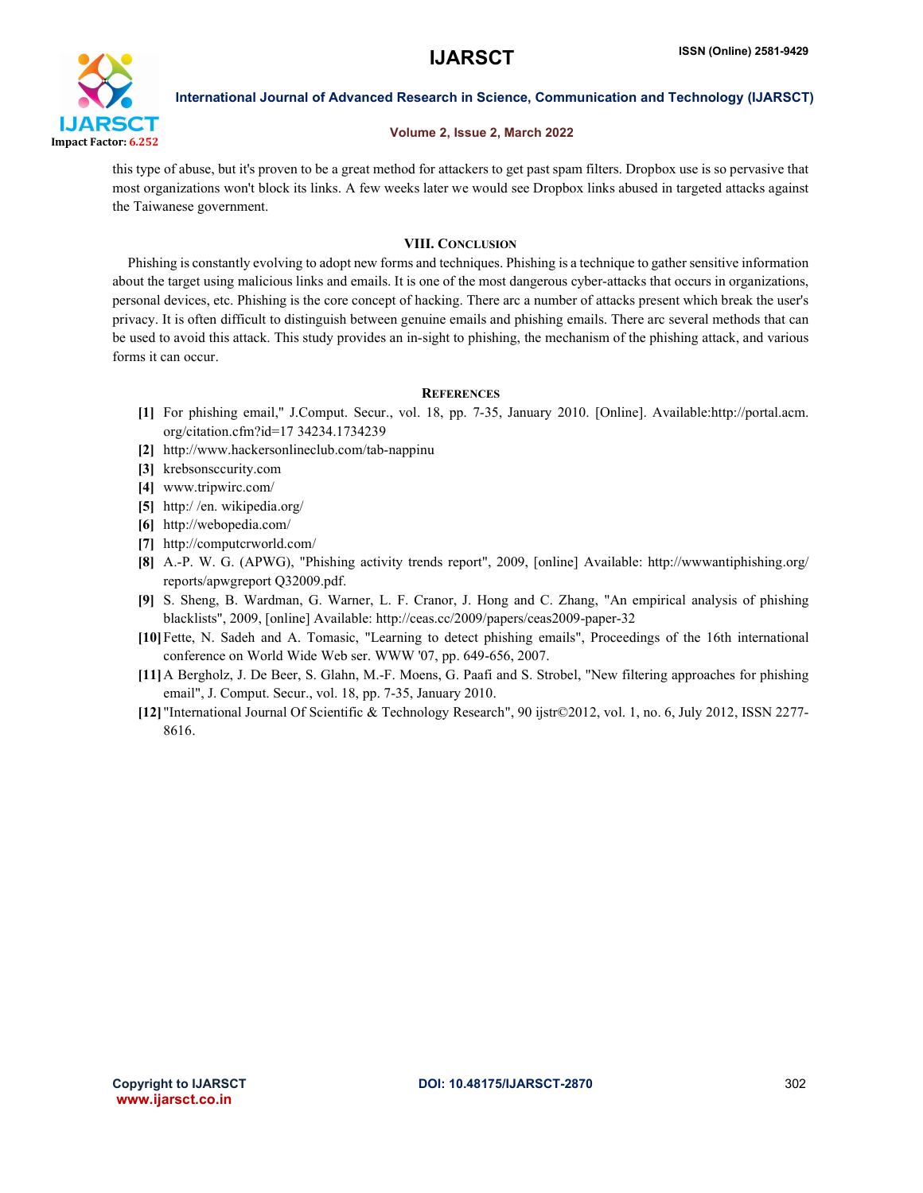this type of abuse, but it's proven to be a great method for attackers to get past spam filters. Dropbox use is so pervasive that most organizations won't block its links. A few weeks later we would see Dropbox links abused in targeted attacks against the Taiwanese government.

## VIII. Conclusion

Phishing is constantly evolving to adopt new forms and techniques. Phishing is a technique to gather sensitive information about the target using malicious links and emails. It is one of the most dangerous cyber-attacks that occurs in organizations, personal devices, etc. Phishing is the core concept of hacking. There arc a number of attacks present which break the user's privacy. It is often difficult to distinguish between genuine emails and phishing emails. There arc several methods that can be used to avoid this attack. This study provides an in-sight to phishing, the mechanism of the phishing attack, and various forms it can occur.

## References

- **[1]** For phishing email," J.Comput. Secur., vol. 18, pp. 7-35, January 2010. [Online]. Available:http://portal.acm.org/citation.cfm?id=17 34234.1734239
- **[2]** http://www.hackersonlineclub.com/tab-nappinu
- **[3]** krebsonsccurity.com
- **[4]** www.tripwirc.com/
- **[5]** http:/ /en. wikipedia.org/
- **[6]** http://webopedia.com/
- **[7]** http://computcrworld.com/
- **[8]** A.-P. W. G. (APWG), "Phishing activity trends report", 2009, [online] Available: http://wwwantiphishing.org/reports/apwgreport Q32009.pdf.
- **[9]** S. Sheng, B. Wardman, G. Warner, L. F. Cranor, J. Hong and C. Zhang, "An empirical analysis of phishing blacklists", 2009, [online] Available: http://ceas.cc/2009/papers/ceas2009-paper-32
- **[10]** Fette, N. Sadeh and A. Tomasic, "Learning to detect phishing emails", Proceedings of the 16th international conference on World Wide Web ser. WWW '07, pp. 649-656, 2007.
- **[11]** A Bergholz, J. De Beer, S. Glahn, M.-F. Moens, G. Paafi and S. Strobel, "New filtering approaches for phishing email", J. Comput. Secur., vol. 18, pp. 7-35, January 2010.
- **[12]** "International Journal Of Scientific & Technology Research", 90 ijstr©2012, vol. 1, no. 6, July 2012, ISSN 2277-8616.